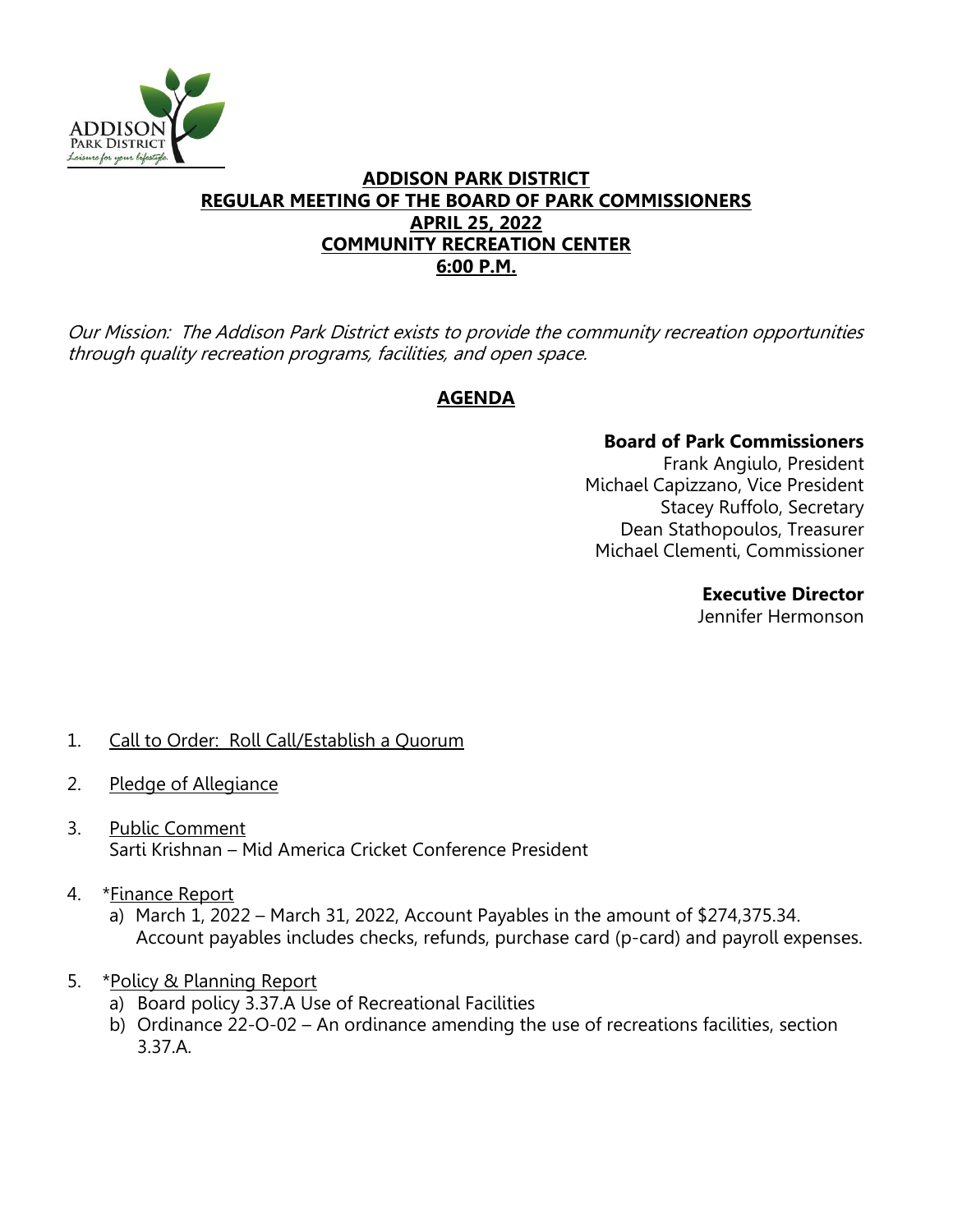# ADDISON PARK DISTRICT
## REGULAR MEETING OF THE BOARD OF PARK COMMISSIONERS
## APRIL 25, 2022
## COMMUNITY RECREATION CENTER
## 6:00 P.M.

*Our Mission: The Addison Park District exists to provide the community recreation opportunities through quality recreation programs, facilities, and open space.*

## AGENDA

**Board of Park Commissioners**
Frank Angiulo, President
Michael Capizzano, Vice President
Stacey Ruffolo, Secretary
Dean Stathopoulos, Treasurer
Michael Clementi, Commissioner

**Executive Director**
Jennifer Hermonson

1. Call to Order: Roll Call/Establish a Quorum

2. Pledge of Allegiance

3. Public Comment
   Sarti Krishnan – Mid America Cricket Conference President

4. *Finance Report
   a) March 1, 2022 – March 31, 2022, Account Payables in the amount of $274,375.34. Account payables includes checks, refunds, purchase card (p-card) and payroll expenses.

5. *Policy & Planning Report
   a) Board policy 3.37.A Use of Recreational Facilities
   b) Ordinance 22-O-02 – An ordinance amending the use of recreations facilities, section 3.37.A.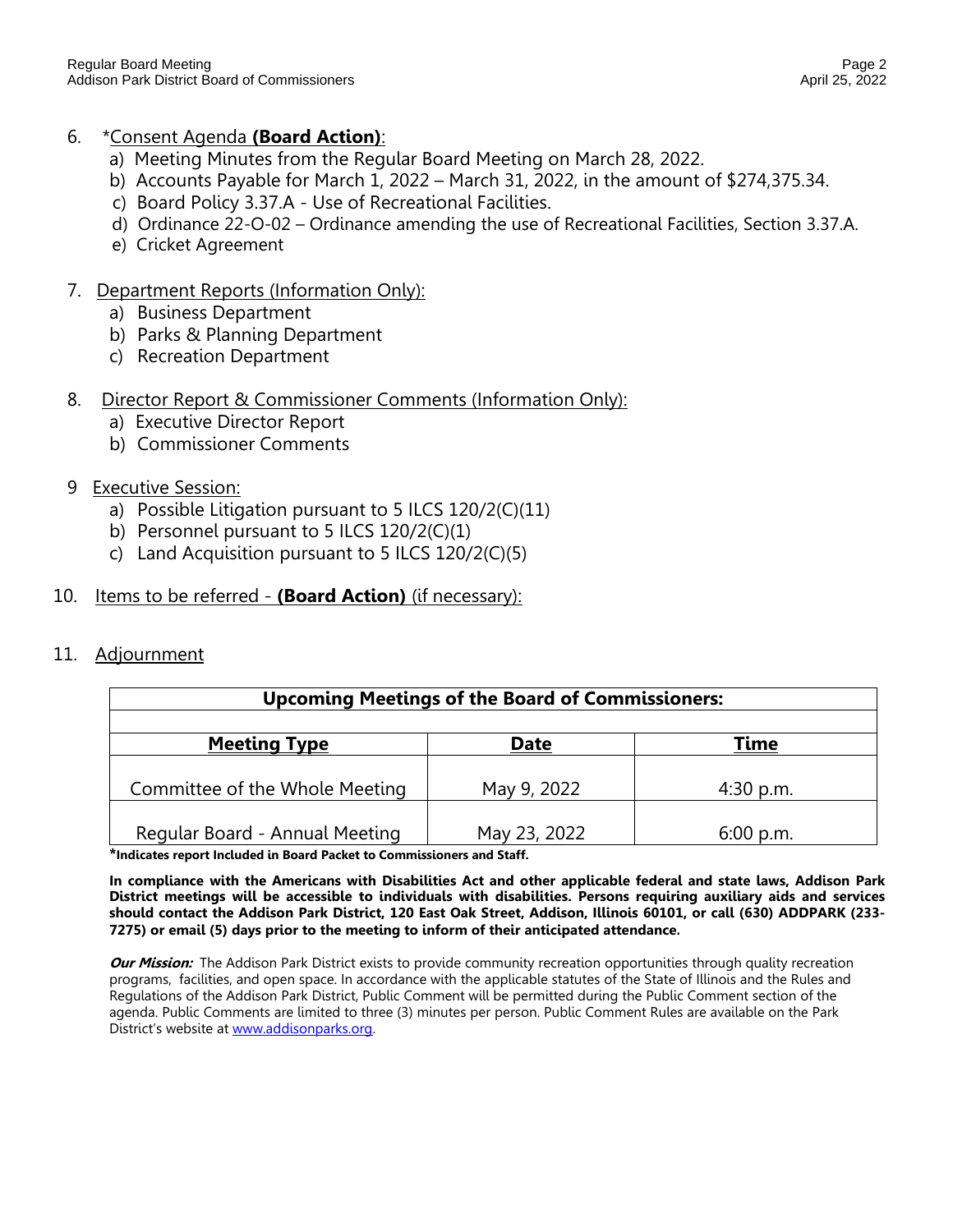6. *Consent Agenda **(Board Action)**:
   a) Meeting Minutes from the Regular Board Meeting on March 28, 2022.
   b) Accounts Payable for March 1, 2022 – March 31, 2022, in the amount of $274,375.34.
   c) Board Policy 3.37.A - Use of Recreational Facilities.
   d) Ordinance 22-O-02 – Ordinance amending the use of Recreational Facilities, Section 3.37.A.
   e) Cricket Agreement

7. Department Reports (Information Only):
   a) Business Department
   b) Parks & Planning Department
   c) Recreation Department

8. Director Report & Commissioner Comments (Information Only):
   a) Executive Director Report
   b) Commissioner Comments

9 Executive Session:
   a) Possible Litigation pursuant to 5 ILCS 120/2(C)(11)
   b) Personnel pursuant to 5 ILCS 120/2(C)(1)
   c) Land Acquisition pursuant to 5 ILCS 120/2(C)(5)

10. Items to be referred - **(Board Action)** (if necessary):

11. Adjournment

| **Upcoming Meetings of the Board of Commissioners:** | | |
|---|---|---|
| **Meeting Type** | **Date** | **Time** |
| Committee of the Whole Meeting | May 9, 2022 | 4:30 p.m. |
| Regular Board - Annual Meeting | May 23, 2022 | 6:00 p.m. |

***Indicates report Included in Board Packet to Commissioners and Staff.**

**In compliance with the Americans with Disabilities Act and other applicable federal and state laws, Addison Park District meetings will be accessible to individuals with disabilities. Persons requiring auxiliary aids and services should contact the Addison Park District, 120 East Oak Street, Addison, Illinois 60101, or call (630) ADDPARK (233-7275) or email (5) days prior to the meeting to inform of their anticipated attendance.**

***Our Mission:*** The Addison Park District exists to provide community recreation opportunities through quality recreation programs, facilities, and open space. In accordance with the applicable statutes of the State of Illinois and the Rules and Regulations of the Addison Park District, Public Comment will be permitted during the Public Comment section of the agenda. Public Comments are limited to three (3) minutes per person. Public Comment Rules are available on the Park District's website at www.addisonparks.org.